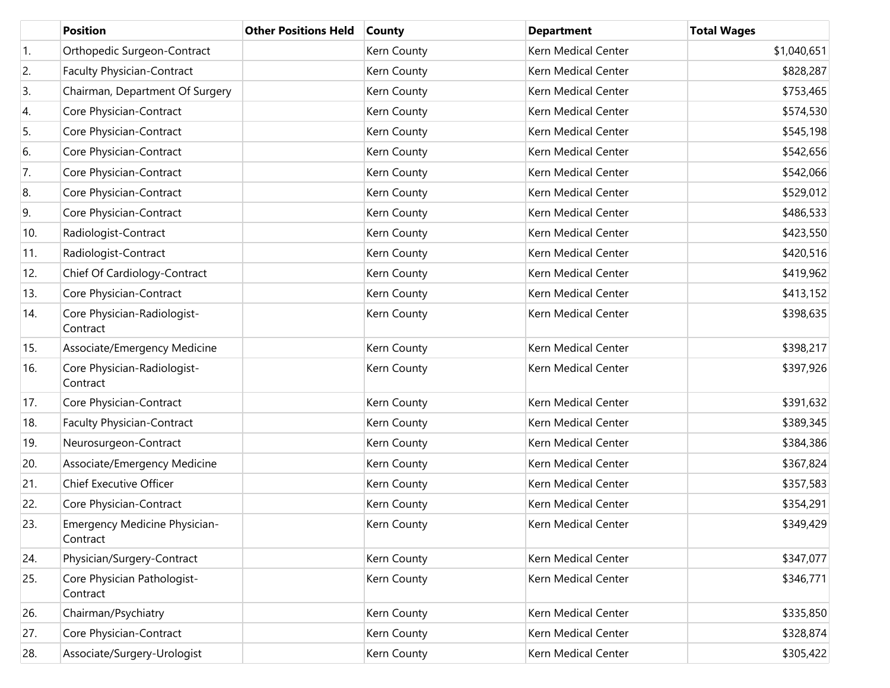| | Position | Other Positions Held | County | Department | Total Wages |
|---|---|---|---|---|---|
| 1. | Orthopedic Surgeon-Contract | | Kern County | Kern Medical Center | $1,040,651 |
| 2. | Faculty Physician-Contract | | Kern County | Kern Medical Center | $828,287 |
| 3. | Chairman, Department Of Surgery | | Kern County | Kern Medical Center | $753,465 |
| 4. | Core Physician-Contract | | Kern County | Kern Medical Center | $574,530 |
| 5. | Core Physician-Contract | | Kern County | Kern Medical Center | $545,198 |
| 6. | Core Physician-Contract | | Kern County | Kern Medical Center | $542,656 |
| 7. | Core Physician-Contract | | Kern County | Kern Medical Center | $542,066 |
| 8. | Core Physician-Contract | | Kern County | Kern Medical Center | $529,012 |
| 9. | Core Physician-Contract | | Kern County | Kern Medical Center | $486,533 |
| 10. | Radiologist-Contract | | Kern County | Kern Medical Center | $423,550 |
| 11. | Radiologist-Contract | | Kern County | Kern Medical Center | $420,516 |
| 12. | Chief Of Cardiology-Contract | | Kern County | Kern Medical Center | $419,962 |
| 13. | Core Physician-Contract | | Kern County | Kern Medical Center | $413,152 |
| 14. | Core Physician-Radiologist-Contract | | Kern County | Kern Medical Center | $398,635 |
| 15. | Associate/Emergency Medicine | | Kern County | Kern Medical Center | $398,217 |
| 16. | Core Physician-Radiologist-Contract | | Kern County | Kern Medical Center | $397,926 |
| 17. | Core Physician-Contract | | Kern County | Kern Medical Center | $391,632 |
| 18. | Faculty Physician-Contract | | Kern County | Kern Medical Center | $389,345 |
| 19. | Neurosurgeon-Contract | | Kern County | Kern Medical Center | $384,386 |
| 20. | Associate/Emergency Medicine | | Kern County | Kern Medical Center | $367,824 |
| 21. | Chief Executive Officer | | Kern County | Kern Medical Center | $357,583 |
| 22. | Core Physician-Contract | | Kern County | Kern Medical Center | $354,291 |
| 23. | Emergency Medicine Physician-Contract | | Kern County | Kern Medical Center | $349,429 |
| 24. | Physician/Surgery-Contract | | Kern County | Kern Medical Center | $347,077 |
| 25. | Core Physician Pathologist-Contract | | Kern County | Kern Medical Center | $346,771 |
| 26. | Chairman/Psychiatry | | Kern County | Kern Medical Center | $335,850 |
| 27. | Core Physician-Contract | | Kern County | Kern Medical Center | $328,874 |
| 28. | Associate/Surgery-Urologist | | Kern County | Kern Medical Center | $305,422 |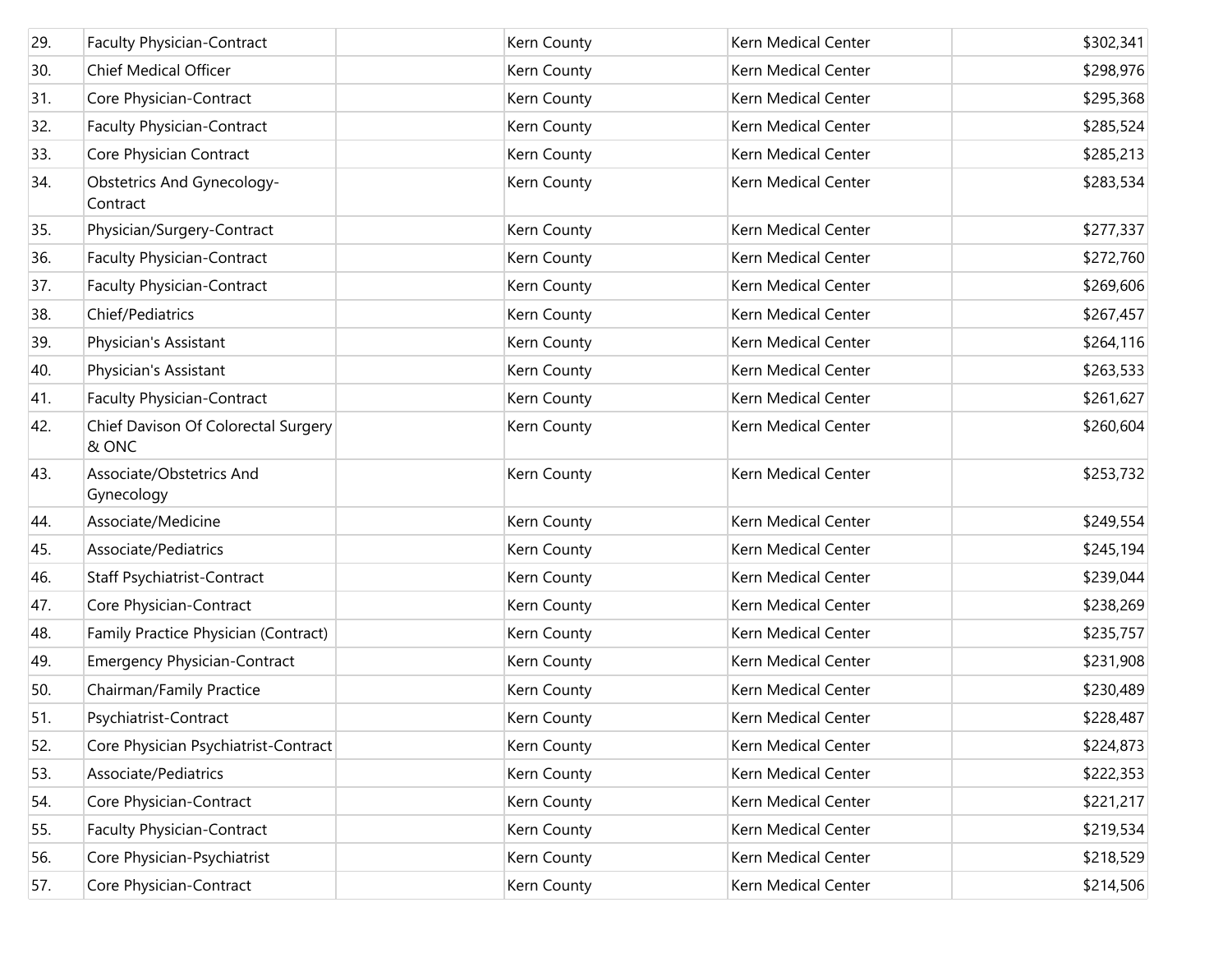| | | | | | |
|---|---|---|---|---|---|
| 29. | Faculty Physician-Contract | | Kern County | Kern Medical Center | $302,341 |
| 30. | Chief Medical Officer | | Kern County | Kern Medical Center | $298,976 |
| 31. | Core Physician-Contract | | Kern County | Kern Medical Center | $295,368 |
| 32. | Faculty Physician-Contract | | Kern County | Kern Medical Center | $285,524 |
| 33. | Core Physician Contract | | Kern County | Kern Medical Center | $285,213 |
| 34. | Obstetrics And Gynecology-Contract | | Kern County | Kern Medical Center | $283,534 |
| 35. | Physician/Surgery-Contract | | Kern County | Kern Medical Center | $277,337 |
| 36. | Faculty Physician-Contract | | Kern County | Kern Medical Center | $272,760 |
| 37. | Faculty Physician-Contract | | Kern County | Kern Medical Center | $269,606 |
| 38. | Chief/Pediatrics | | Kern County | Kern Medical Center | $267,457 |
| 39. | Physician's Assistant | | Kern County | Kern Medical Center | $264,116 |
| 40. | Physician's Assistant | | Kern County | Kern Medical Center | $263,533 |
| 41. | Faculty Physician-Contract | | Kern County | Kern Medical Center | $261,627 |
| 42. | Chief Davison Of Colorectal Surgery & ONC | | Kern County | Kern Medical Center | $260,604 |
| 43. | Associate/Obstetrics And Gynecology | | Kern County | Kern Medical Center | $253,732 |
| 44. | Associate/Medicine | | Kern County | Kern Medical Center | $249,554 |
| 45. | Associate/Pediatrics | | Kern County | Kern Medical Center | $245,194 |
| 46. | Staff Psychiatrist-Contract | | Kern County | Kern Medical Center | $239,044 |
| 47. | Core Physician-Contract | | Kern County | Kern Medical Center | $238,269 |
| 48. | Family Practice Physician (Contract) | | Kern County | Kern Medical Center | $235,757 |
| 49. | Emergency Physician-Contract | | Kern County | Kern Medical Center | $231,908 |
| 50. | Chairman/Family Practice | | Kern County | Kern Medical Center | $230,489 |
| 51. | Psychiatrist-Contract | | Kern County | Kern Medical Center | $228,487 |
| 52. | Core Physician Psychiatrist-Contract | | Kern County | Kern Medical Center | $224,873 |
| 53. | Associate/Pediatrics | | Kern County | Kern Medical Center | $222,353 |
| 54. | Core Physician-Contract | | Kern County | Kern Medical Center | $221,217 |
| 55. | Faculty Physician-Contract | | Kern County | Kern Medical Center | $219,534 |
| 56. | Core Physician-Psychiatrist | | Kern County | Kern Medical Center | $218,529 |
| 57. | Core Physician-Contract | | Kern County | Kern Medical Center | $214,506 |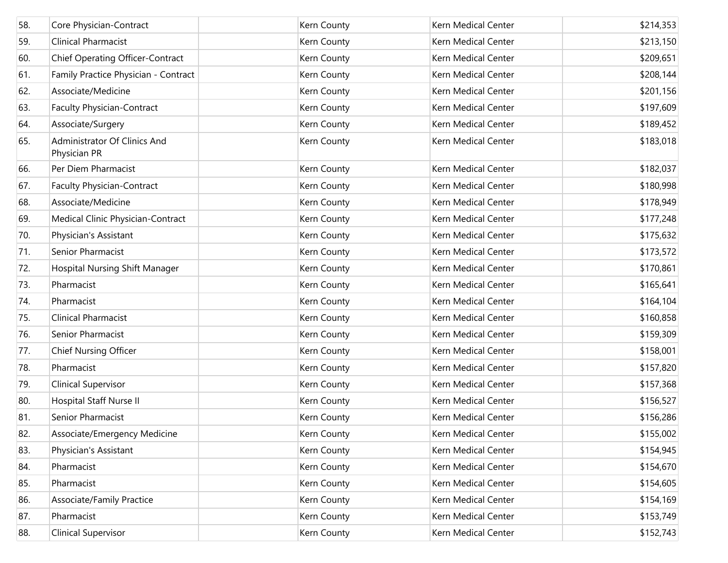| | | | | | |
|---|---|---|---|---|---|
| 58. | Core Physician-Contract | | Kern County | Kern Medical Center | $214,353 |
| 59. | Clinical Pharmacist | | Kern County | Kern Medical Center | $213,150 |
| 60. | Chief Operating Officer-Contract | | Kern County | Kern Medical Center | $209,651 |
| 61. | Family Practice Physician - Contract | | Kern County | Kern Medical Center | $208,144 |
| 62. | Associate/Medicine | | Kern County | Kern Medical Center | $201,156 |
| 63. | Faculty Physician-Contract | | Kern County | Kern Medical Center | $197,609 |
| 64. | Associate/Surgery | | Kern County | Kern Medical Center | $189,452 |
| 65. | Administrator Of Clinics And Physician PR | | Kern County | Kern Medical Center | $183,018 |
| 66. | Per Diem Pharmacist | | Kern County | Kern Medical Center | $182,037 |
| 67. | Faculty Physician-Contract | | Kern County | Kern Medical Center | $180,998 |
| 68. | Associate/Medicine | | Kern County | Kern Medical Center | $178,949 |
| 69. | Medical Clinic Physician-Contract | | Kern County | Kern Medical Center | $177,248 |
| 70. | Physician's Assistant | | Kern County | Kern Medical Center | $175,632 |
| 71. | Senior Pharmacist | | Kern County | Kern Medical Center | $173,572 |
| 72. | Hospital Nursing Shift Manager | | Kern County | Kern Medical Center | $170,861 |
| 73. | Pharmacist | | Kern County | Kern Medical Center | $165,641 |
| 74. | Pharmacist | | Kern County | Kern Medical Center | $164,104 |
| 75. | Clinical Pharmacist | | Kern County | Kern Medical Center | $160,858 |
| 76. | Senior Pharmacist | | Kern County | Kern Medical Center | $159,309 |
| 77. | Chief Nursing Officer | | Kern County | Kern Medical Center | $158,001 |
| 78. | Pharmacist | | Kern County | Kern Medical Center | $157,820 |
| 79. | Clinical Supervisor | | Kern County | Kern Medical Center | $157,368 |
| 80. | Hospital Staff Nurse II | | Kern County | Kern Medical Center | $156,527 |
| 81. | Senior Pharmacist | | Kern County | Kern Medical Center | $156,286 |
| 82. | Associate/Emergency Medicine | | Kern County | Kern Medical Center | $155,002 |
| 83. | Physician's Assistant | | Kern County | Kern Medical Center | $154,945 |
| 84. | Pharmacist | | Kern County | Kern Medical Center | $154,670 |
| 85. | Pharmacist | | Kern County | Kern Medical Center | $154,605 |
| 86. | Associate/Family Practice | | Kern County | Kern Medical Center | $154,169 |
| 87. | Pharmacist | | Kern County | Kern Medical Center | $153,749 |
| 88. | Clinical Supervisor | | Kern County | Kern Medical Center | $152,743 |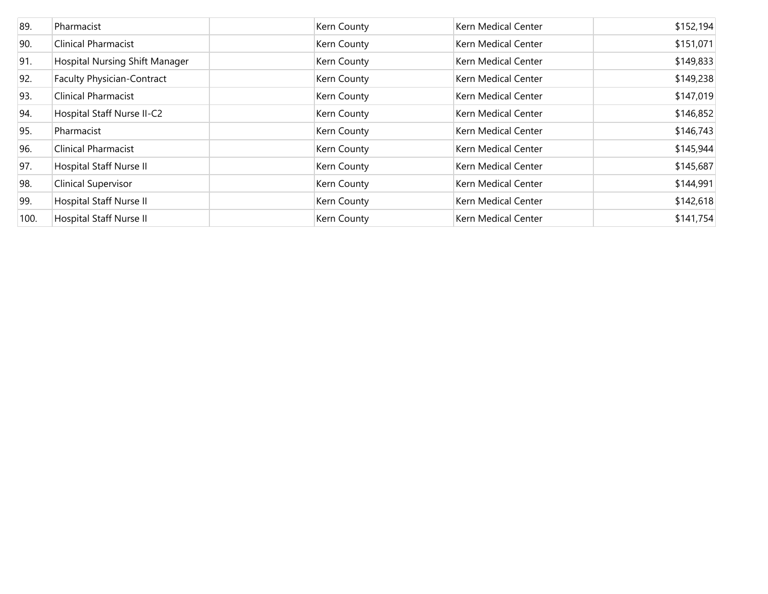| | | | | | |
|---|---|---|---|---|---|
| 89. | Pharmacist | | Kern County | Kern Medical Center | $152,194 |
| 90. | Clinical Pharmacist | | Kern County | Kern Medical Center | $151,071 |
| 91. | Hospital Nursing Shift Manager | | Kern County | Kern Medical Center | $149,833 |
| 92. | Faculty Physician-Contract | | Kern County | Kern Medical Center | $149,238 |
| 93. | Clinical Pharmacist | | Kern County | Kern Medical Center | $147,019 |
| 94. | Hospital Staff Nurse II-C2 | | Kern County | Kern Medical Center | $146,852 |
| 95. | Pharmacist | | Kern County | Kern Medical Center | $146,743 |
| 96. | Clinical Pharmacist | | Kern County | Kern Medical Center | $145,944 |
| 97. | Hospital Staff Nurse II | | Kern County | Kern Medical Center | $145,687 |
| 98. | Clinical Supervisor | | Kern County | Kern Medical Center | $144,991 |
| 99. | Hospital Staff Nurse II | | Kern County | Kern Medical Center | $142,618 |
| 100. | Hospital Staff Nurse II | | Kern County | Kern Medical Center | $141,754 |